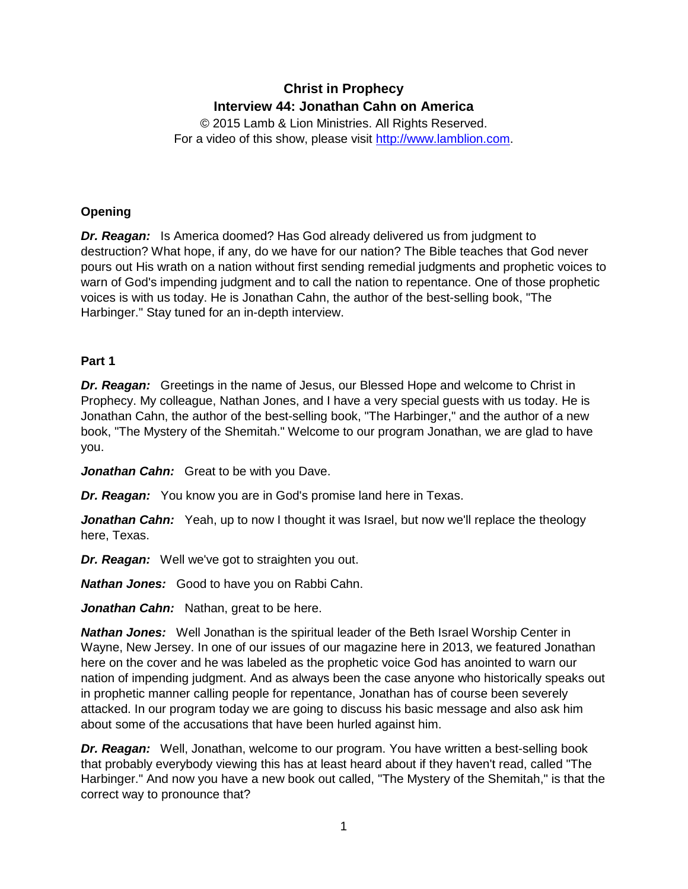# Christ in Prophecy
## Interview 44: Jonathan Cahn on America

© 2015 Lamb & Lion Ministries. All Rights Reserved.
For a video of this show, please visit http://www.lamblion.com.

### Opening

***Dr. Reagan:*** Is America doomed? Has God already delivered us from judgment to destruction? What hope, if any, do we have for our nation? The Bible teaches that God never pours out His wrath on a nation without first sending remedial judgments and prophetic voices to warn of God's impending judgment and to call the nation to repentance. One of those prophetic voices is with us today. He is Jonathan Cahn, the author of the best-selling book, "The Harbinger." Stay tuned for an in-depth interview.

### Part 1

***Dr. Reagan:*** Greetings in the name of Jesus, our Blessed Hope and welcome to Christ in Prophecy. My colleague, Nathan Jones, and I have a very special guests with us today. He is Jonathan Cahn, the author of the best-selling book, "The Harbinger," and the author of a new book, "The Mystery of the Shemitah." Welcome to our program Jonathan, we are glad to have you.

***Jonathan Cahn:*** Great to be with you Dave.

***Dr. Reagan:*** You know you are in God's promise land here in Texas.

***Jonathan Cahn:*** Yeah, up to now I thought it was Israel, but now we'll replace the theology here, Texas.

***Dr. Reagan:*** Well we've got to straighten you out.

***Nathan Jones:*** Good to have you on Rabbi Cahn.

***Jonathan Cahn:*** Nathan, great to be here.

***Nathan Jones:*** Well Jonathan is the spiritual leader of the Beth Israel Worship Center in Wayne, New Jersey. In one of our issues of our magazine here in 2013, we featured Jonathan here on the cover and he was labeled as the prophetic voice God has anointed to warn our nation of impending judgment. And as always been the case anyone who historically speaks out in prophetic manner calling people for repentance, Jonathan has of course been severely attacked. In our program today we are going to discuss his basic message and also ask him about some of the accusations that have been hurled against him.

***Dr. Reagan:*** Well, Jonathan, welcome to our program. You have written a best-selling book that probably everybody viewing this has at least heard about if they haven't read, called "The Harbinger." And now you have a new book out called, "The Mystery of the Shemitah," is that the correct way to pronounce that?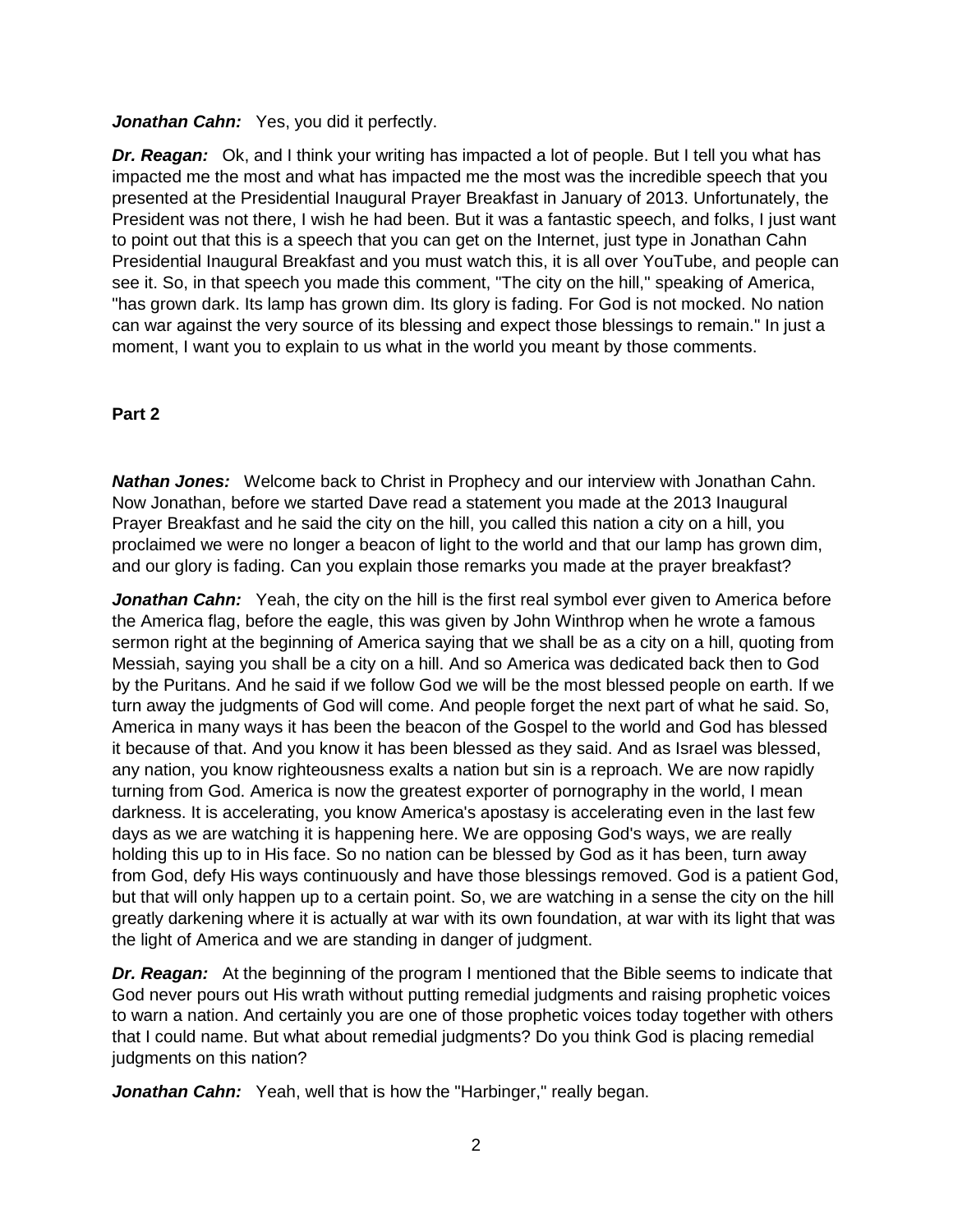***Jonathan Cahn:*** Yes, you did it perfectly.

***Dr. Reagan:*** Ok, and I think your writing has impacted a lot of people. But I tell you what has impacted me the most and what has impacted me the most was the incredible speech that you presented at the Presidential Inaugural Prayer Breakfast in January of 2013. Unfortunately, the President was not there, I wish he had been. But it was a fantastic speech, and folks, I just want to point out that this is a speech that you can get on the Internet, just type in Jonathan Cahn Presidential Inaugural Breakfast and you must watch this, it is all over YouTube, and people can see it. So, in that speech you made this comment, "The city on the hill," speaking of America, "has grown dark. Its lamp has grown dim. Its glory is fading. For God is not mocked. No nation can war against the very source of its blessing and expect those blessings to remain." In just a moment, I want you to explain to us what in the world you meant by those comments.

**Part 2**

***Nathan Jones:*** Welcome back to Christ in Prophecy and our interview with Jonathan Cahn. Now Jonathan, before we started Dave read a statement you made at the 2013 Inaugural Prayer Breakfast and he said the city on the hill, you called this nation a city on a hill, you proclaimed we were no longer a beacon of light to the world and that our lamp has grown dim, and our glory is fading. Can you explain those remarks you made at the prayer breakfast?

***Jonathan Cahn:*** Yeah, the city on the hill is the first real symbol ever given to America before the America flag, before the eagle, this was given by John Winthrop when he wrote a famous sermon right at the beginning of America saying that we shall be as a city on a hill, quoting from Messiah, saying you shall be a city on a hill. And so America was dedicated back then to God by the Puritans. And he said if we follow God we will be the most blessed people on earth. If we turn away the judgments of God will come. And people forget the next part of what he said. So, America in many ways it has been the beacon of the Gospel to the world and God has blessed it because of that. And you know it has been blessed as they said. And as Israel was blessed, any nation, you know righteousness exalts a nation but sin is a reproach. We are now rapidly turning from God. America is now the greatest exporter of pornography in the world, I mean darkness. It is accelerating, you know America's apostasy is accelerating even in the last few days as we are watching it is happening here. We are opposing God's ways, we are really holding this up to in His face. So no nation can be blessed by God as it has been, turn away from God, defy His ways continuously and have those blessings removed. God is a patient God, but that will only happen up to a certain point. So, we are watching in a sense the city on the hill greatly darkening where it is actually at war with its own foundation, at war with its light that was the light of America and we are standing in danger of judgment.

***Dr. Reagan:*** At the beginning of the program I mentioned that the Bible seems to indicate that God never pours out His wrath without putting remedial judgments and raising prophetic voices to warn a nation. And certainly you are one of those prophetic voices today together with others that I could name. But what about remedial judgments? Do you think God is placing remedial judgments on this nation?

***Jonathan Cahn:*** Yeah, well that is how the "Harbinger," really began.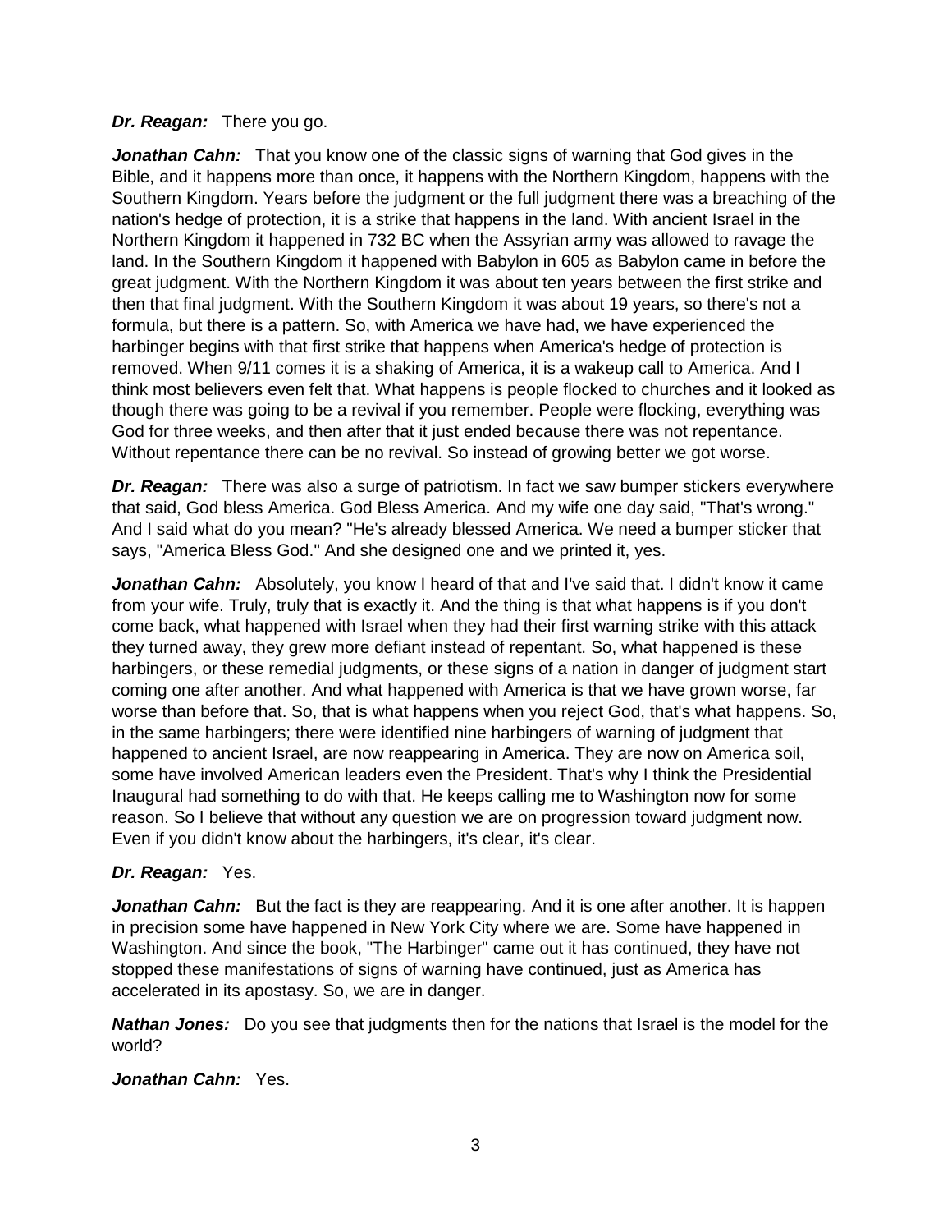***Dr. Reagan:*** There you go.

***Jonathan Cahn:*** That you know one of the classic signs of warning that God gives in the Bible, and it happens more than once, it happens with the Northern Kingdom, happens with the Southern Kingdom. Years before the judgment or the full judgment there was a breaching of the nation's hedge of protection, it is a strike that happens in the land. With ancient Israel in the Northern Kingdom it happened in 732 BC when the Assyrian army was allowed to ravage the land. In the Southern Kingdom it happened with Babylon in 605 as Babylon came in before the great judgment. With the Northern Kingdom it was about ten years between the first strike and then that final judgment. With the Southern Kingdom it was about 19 years, so there's not a formula, but there is a pattern. So, with America we have had, we have experienced the harbinger begins with that first strike that happens when America's hedge of protection is removed. When 9/11 comes it is a shaking of America, it is a wakeup call to America. And I think most believers even felt that. What happens is people flocked to churches and it looked as though there was going to be a revival if you remember. People were flocking, everything was God for three weeks, and then after that it just ended because there was not repentance. Without repentance there can be no revival. So instead of growing better we got worse.

***Dr. Reagan:*** There was also a surge of patriotism. In fact we saw bumper stickers everywhere that said, God bless America. God Bless America. And my wife one day said, "That's wrong." And I said what do you mean? "He's already blessed America. We need a bumper sticker that says, "America Bless God." And she designed one and we printed it, yes.

***Jonathan Cahn:*** Absolutely, you know I heard of that and I've said that. I didn't know it came from your wife. Truly, truly that is exactly it. And the thing is that what happens is if you don't come back, what happened with Israel when they had their first warning strike with this attack they turned away, they grew more defiant instead of repentant. So, what happened is these harbingers, or these remedial judgments, or these signs of a nation in danger of judgment start coming one after another. And what happened with America is that we have grown worse, far worse than before that. So, that is what happens when you reject God, that's what happens. So, in the same harbingers; there were identified nine harbingers of warning of judgment that happened to ancient Israel, are now reappearing in America. They are now on America soil, some have involved American leaders even the President. That's why I think the Presidential Inaugural had something to do with that. He keeps calling me to Washington now for some reason. So I believe that without any question we are on progression toward judgment now. Even if you didn't know about the harbingers, it's clear, it's clear.

***Dr. Reagan:*** Yes.

***Jonathan Cahn:*** But the fact is they are reappearing. And it is one after another. It is happen in precision some have happened in New York City where we are. Some have happened in Washington. And since the book, "The Harbinger" came out it has continued, they have not stopped these manifestations of signs of warning have continued, just as America has accelerated in its apostasy. So, we are in danger.

***Nathan Jones:*** Do you see that judgments then for the nations that Israel is the model for the world?

***Jonathan Cahn:*** Yes.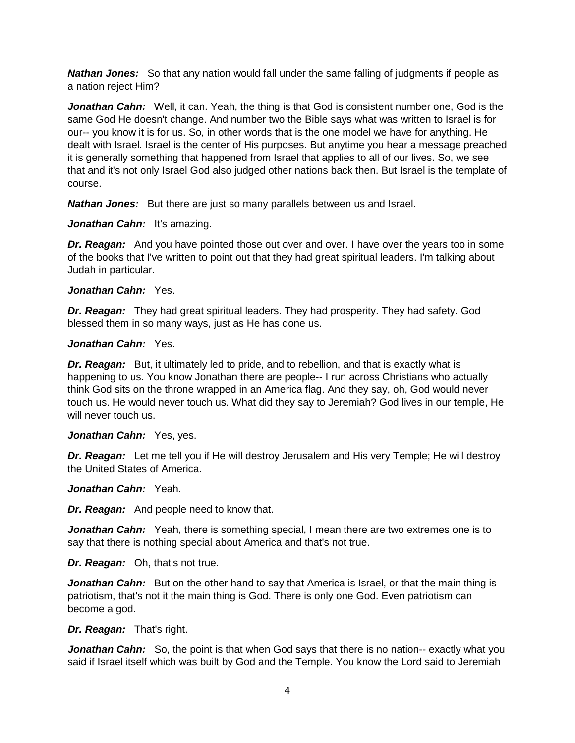***Nathan Jones:*** So that any nation would fall under the same falling of judgments if people as a nation reject Him?

***Jonathan Cahn:*** Well, it can. Yeah, the thing is that God is consistent number one, God is the same God He doesn't change. And number two the Bible says what was written to Israel is for our-- you know it is for us. So, in other words that is the one model we have for anything. He dealt with Israel. Israel is the center of His purposes. But anytime you hear a message preached it is generally something that happened from Israel that applies to all of our lives. So, we see that and it's not only Israel God also judged other nations back then. But Israel is the template of course.

***Nathan Jones:*** But there are just so many parallels between us and Israel.

***Jonathan Cahn:*** It's amazing.

***Dr. Reagan:*** And you have pointed those out over and over. I have over the years too in some of the books that I've written to point out that they had great spiritual leaders. I'm talking about Judah in particular.

***Jonathan Cahn:*** Yes.

***Dr. Reagan:*** They had great spiritual leaders. They had prosperity. They had safety. God blessed them in so many ways, just as He has done us.

***Jonathan Cahn:*** Yes.

***Dr. Reagan:*** But, it ultimately led to pride, and to rebellion, and that is exactly what is happening to us. You know Jonathan there are people-- I run across Christians who actually think God sits on the throne wrapped in an America flag. And they say, oh, God would never touch us. He would never touch us. What did they say to Jeremiah? God lives in our temple, He will never touch us.

***Jonathan Cahn:*** Yes, yes.

***Dr. Reagan:*** Let me tell you if He will destroy Jerusalem and His very Temple; He will destroy the United States of America.

***Jonathan Cahn:*** Yeah.

***Dr. Reagan:*** And people need to know that.

***Jonathan Cahn:*** Yeah, there is something special, I mean there are two extremes one is to say that there is nothing special about America and that's not true.

***Dr. Reagan:*** Oh, that's not true.

***Jonathan Cahn:*** But on the other hand to say that America is Israel, or that the main thing is patriotism, that's not it the main thing is God. There is only one God. Even patriotism can become a god.

***Dr. Reagan:*** That's right.

***Jonathan Cahn:*** So, the point is that when God says that there is no nation-- exactly what you said if Israel itself which was built by God and the Temple. You know the Lord said to Jeremiah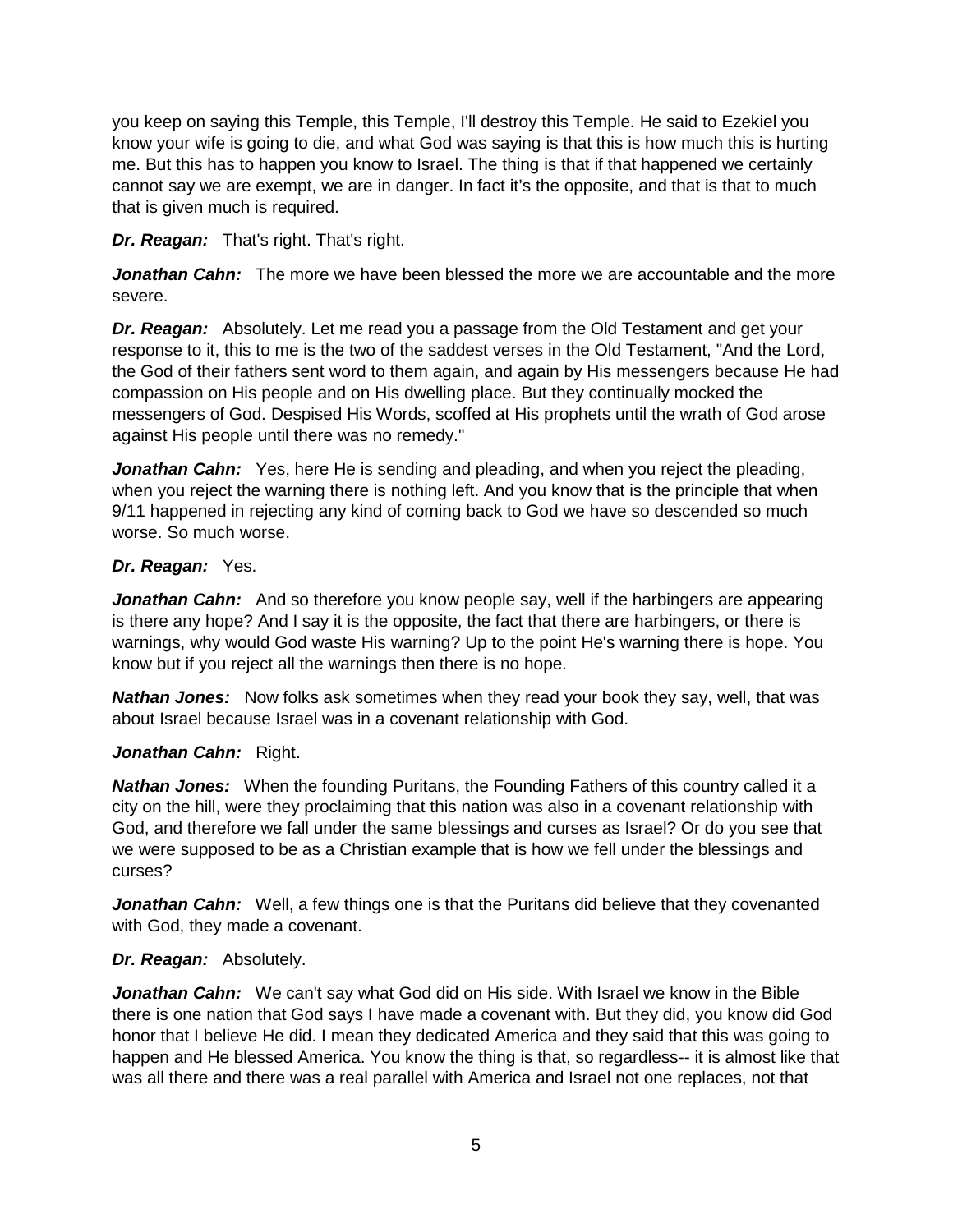you keep on saying this Temple, this Temple, I'll destroy this Temple. He said to Ezekiel you know your wife is going to die, and what God was saying is that this is how much this is hurting me. But this has to happen you know to Israel. The thing is that if that happened we certainly cannot say we are exempt, we are in danger. In fact it's the opposite, and that is that to much that is given much is required.

***Dr. Reagan:*** That's right. That's right.

***Jonathan Cahn:*** The more we have been blessed the more we are accountable and the more severe.

***Dr. Reagan:*** Absolutely. Let me read you a passage from the Old Testament and get your response to it, this to me is the two of the saddest verses in the Old Testament, "And the Lord, the God of their fathers sent word to them again, and again by His messengers because He had compassion on His people and on His dwelling place. But they continually mocked the messengers of God. Despised His Words, scoffed at His prophets until the wrath of God arose against His people until there was no remedy."

***Jonathan Cahn:*** Yes, here He is sending and pleading, and when you reject the pleading, when you reject the warning there is nothing left. And you know that is the principle that when 9/11 happened in rejecting any kind of coming back to God we have so descended so much worse. So much worse.

***Dr. Reagan:*** Yes.

***Jonathan Cahn:*** And so therefore you know people say, well if the harbingers are appearing is there any hope? And I say it is the opposite, the fact that there are harbingers, or there is warnings, why would God waste His warning? Up to the point He's warning there is hope. You know but if you reject all the warnings then there is no hope.

***Nathan Jones:*** Now folks ask sometimes when they read your book they say, well, that was about Israel because Israel was in a covenant relationship with God.

***Jonathan Cahn:*** Right.

***Nathan Jones:*** When the founding Puritans, the Founding Fathers of this country called it a city on the hill, were they proclaiming that this nation was also in a covenant relationship with God, and therefore we fall under the same blessings and curses as Israel? Or do you see that we were supposed to be as a Christian example that is how we fell under the blessings and curses?

***Jonathan Cahn:*** Well, a few things one is that the Puritans did believe that they covenanted with God, they made a covenant.

***Dr. Reagan:*** Absolutely.

***Jonathan Cahn:*** We can't say what God did on His side. With Israel we know in the Bible there is one nation that God says I have made a covenant with. But they did, you know did God honor that I believe He did. I mean they dedicated America and they said that this was going to happen and He blessed America. You know the thing is that, so regardless-- it is almost like that was all there and there was a real parallel with America and Israel not one replaces, not that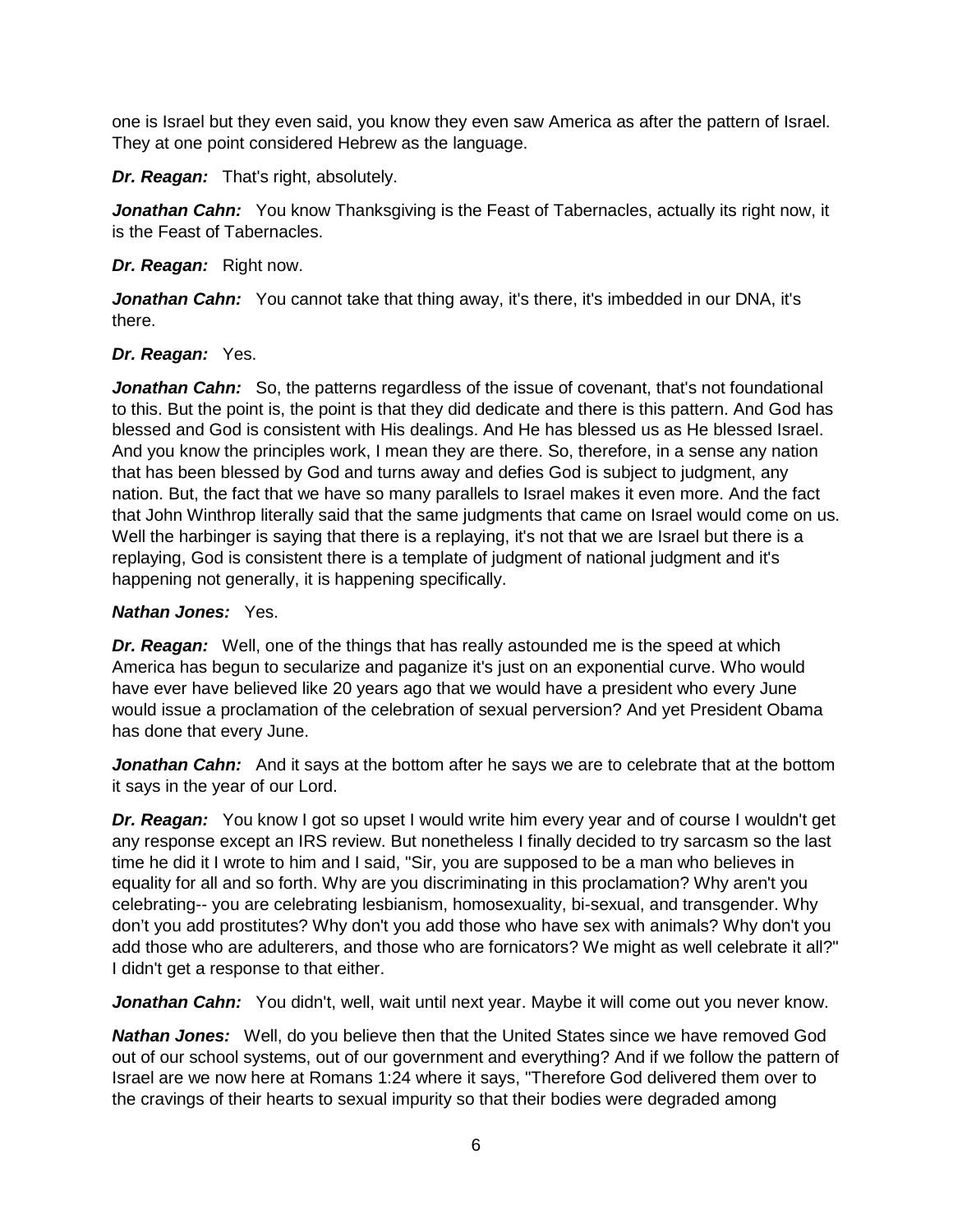one is Israel but they even said, you know they even saw America as after the pattern of Israel. They at one point considered Hebrew as the language.

***Dr. Reagan:*** That's right, absolutely.

***Jonathan Cahn:*** You know Thanksgiving is the Feast of Tabernacles, actually its right now, it is the Feast of Tabernacles.

***Dr. Reagan:*** Right now.

***Jonathan Cahn:*** You cannot take that thing away, it's there, it's imbedded in our DNA, it's there.

***Dr. Reagan:*** Yes.

***Jonathan Cahn:*** So, the patterns regardless of the issue of covenant, that's not foundational to this. But the point is, the point is that they did dedicate and there is this pattern. And God has blessed and God is consistent with His dealings. And He has blessed us as He blessed Israel. And you know the principles work, I mean they are there. So, therefore, in a sense any nation that has been blessed by God and turns away and defies God is subject to judgment, any nation. But, the fact that we have so many parallels to Israel makes it even more. And the fact that John Winthrop literally said that the same judgments that came on Israel would come on us. Well the harbinger is saying that there is a replaying, it's not that we are Israel but there is a replaying, God is consistent there is a template of judgment of national judgment and it's happening not generally, it is happening specifically.

***Nathan Jones:*** Yes.

***Dr. Reagan:*** Well, one of the things that has really astounded me is the speed at which America has begun to secularize and paganize it's just on an exponential curve. Who would have ever have believed like 20 years ago that we would have a president who every June would issue a proclamation of the celebration of sexual perversion? And yet President Obama has done that every June.

***Jonathan Cahn:*** And it says at the bottom after he says we are to celebrate that at the bottom it says in the year of our Lord.

***Dr. Reagan:*** You know I got so upset I would write him every year and of course I wouldn't get any response except an IRS review. But nonetheless I finally decided to try sarcasm so the last time he did it I wrote to him and I said, "Sir, you are supposed to be a man who believes in equality for all and so forth. Why are you discriminating in this proclamation? Why aren't you celebrating-- you are celebrating lesbianism, homosexuality, bi-sexual, and transgender. Why don't you add prostitutes? Why don't you add those who have sex with animals? Why don't you add those who are adulterers, and those who are fornicators? We might as well celebrate it all?" I didn't get a response to that either.

***Jonathan Cahn:*** You didn't, well, wait until next year. Maybe it will come out you never know.

***Nathan Jones:*** Well, do you believe then that the United States since we have removed God out of our school systems, out of our government and everything? And if we follow the pattern of Israel are we now here at Romans 1:24 where it says, "Therefore God delivered them over to the cravings of their hearts to sexual impurity so that their bodies were degraded among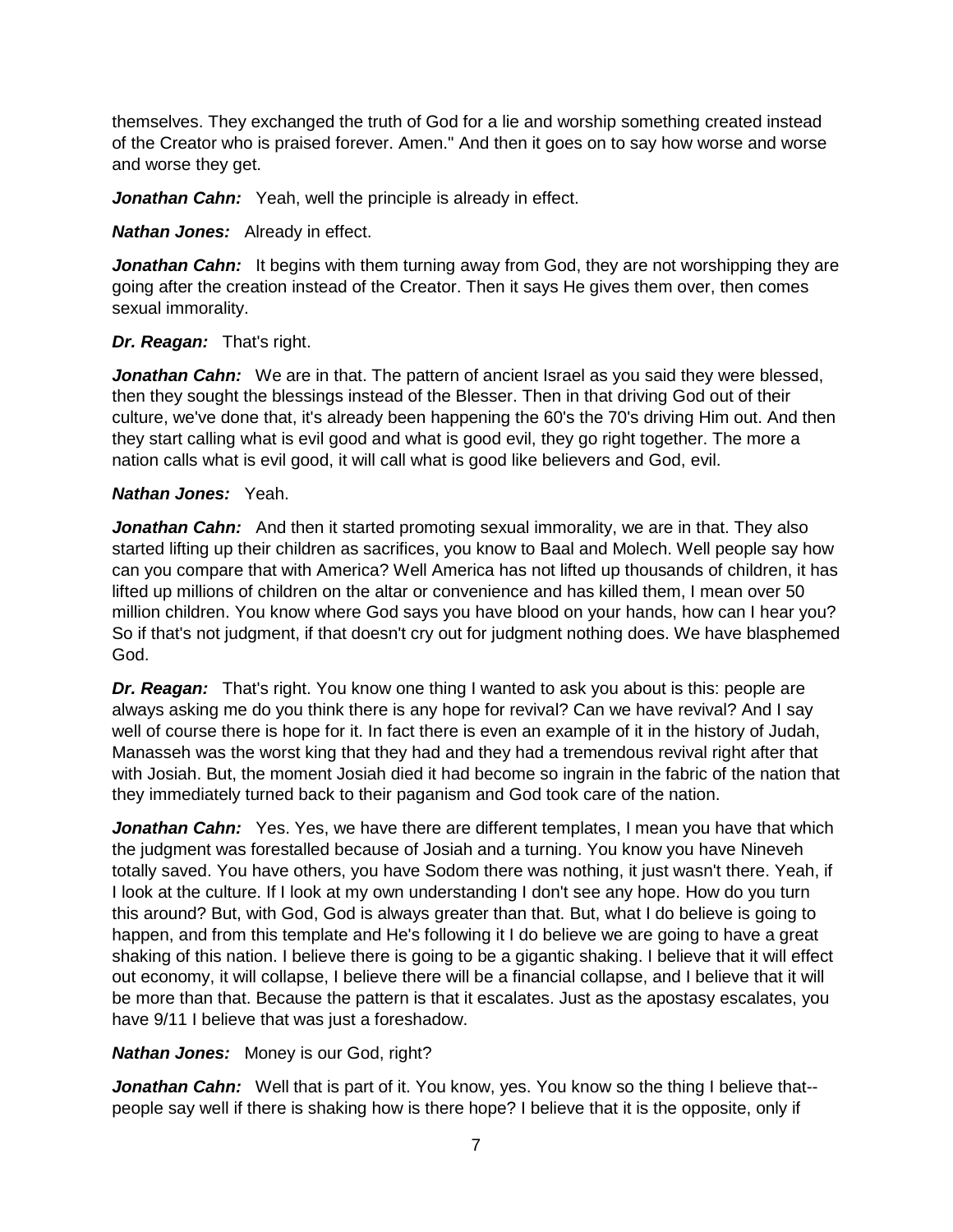themselves. They exchanged the truth of God for a lie and worship something created instead of the Creator who is praised forever. Amen." And then it goes on to say how worse and worse and worse they get.

***Jonathan Cahn:*** Yeah, well the principle is already in effect.

***Nathan Jones:*** Already in effect.

***Jonathan Cahn:*** It begins with them turning away from God, they are not worshipping they are going after the creation instead of the Creator. Then it says He gives them over, then comes sexual immorality.

***Dr. Reagan:*** That's right.

***Jonathan Cahn:*** We are in that. The pattern of ancient Israel as you said they were blessed, then they sought the blessings instead of the Blesser. Then in that driving God out of their culture, we've done that, it's already been happening the 60's the 70's driving Him out. And then they start calling what is evil good and what is good evil, they go right together. The more a nation calls what is evil good, it will call what is good like believers and God, evil.

***Nathan Jones:*** Yeah.

***Jonathan Cahn:*** And then it started promoting sexual immorality, we are in that. They also started lifting up their children as sacrifices, you know to Baal and Molech. Well people say how can you compare that with America? Well America has not lifted up thousands of children, it has lifted up millions of children on the altar or convenience and has killed them, I mean over 50 million children. You know where God says you have blood on your hands, how can I hear you? So if that's not judgment, if that doesn't cry out for judgment nothing does. We have blasphemed God.

***Dr. Reagan:*** That's right. You know one thing I wanted to ask you about is this: people are always asking me do you think there is any hope for revival? Can we have revival? And I say well of course there is hope for it. In fact there is even an example of it in the history of Judah, Manasseh was the worst king that they had and they had a tremendous revival right after that with Josiah. But, the moment Josiah died it had become so ingrain in the fabric of the nation that they immediately turned back to their paganism and God took care of the nation.

***Jonathan Cahn:*** Yes. Yes, we have there are different templates, I mean you have that which the judgment was forestalled because of Josiah and a turning. You know you have Nineveh totally saved. You have others, you have Sodom there was nothing, it just wasn't there. Yeah, if I look at the culture. If I look at my own understanding I don't see any hope. How do you turn this around? But, with God, God is always greater than that. But, what I do believe is going to happen, and from this template and He's following it I do believe we are going to have a great shaking of this nation. I believe there is going to be a gigantic shaking. I believe that it will effect out economy, it will collapse, I believe there will be a financial collapse, and I believe that it will be more than that. Because the pattern is that it escalates. Just as the apostasy escalates, you have 9/11 I believe that was just a foreshadow.

***Nathan Jones:*** Money is our God, right?

***Jonathan Cahn:*** Well that is part of it. You know, yes. You know so the thing I believe that-- people say well if there is shaking how is there hope? I believe that it is the opposite, only if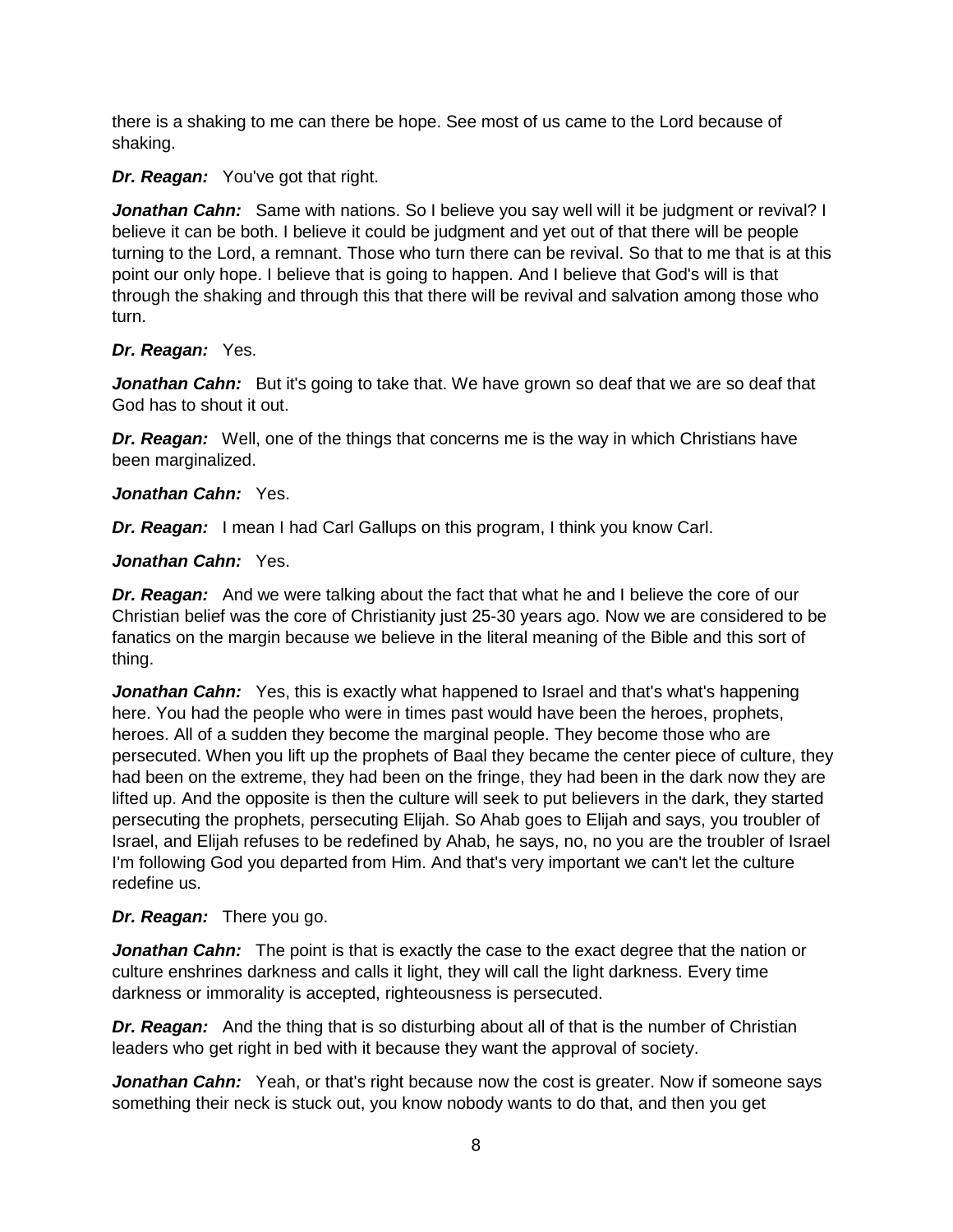there is a shaking to me can there be hope. See most of us came to the Lord because of shaking.

***Dr. Reagan:*** You've got that right.

***Jonathan Cahn:*** Same with nations. So I believe you say well will it be judgment or revival? I believe it can be both. I believe it could be judgment and yet out of that there will be people turning to the Lord, a remnant. Those who turn there can be revival. So that to me that is at this point our only hope. I believe that is going to happen. And I believe that God's will is that through the shaking and through this that there will be revival and salvation among those who turn.

***Dr. Reagan:*** Yes.

***Jonathan Cahn:*** But it's going to take that. We have grown so deaf that we are so deaf that God has to shout it out.

***Dr. Reagan:*** Well, one of the things that concerns me is the way in which Christians have been marginalized.

***Jonathan Cahn:*** Yes.

***Dr. Reagan:*** I mean I had Carl Gallups on this program, I think you know Carl.

***Jonathan Cahn:*** Yes.

***Dr. Reagan:*** And we were talking about the fact that what he and I believe the core of our Christian belief was the core of Christianity just 25-30 years ago. Now we are considered to be fanatics on the margin because we believe in the literal meaning of the Bible and this sort of thing.

***Jonathan Cahn:*** Yes, this is exactly what happened to Israel and that's what's happening here. You had the people who were in times past would have been the heroes, prophets, heroes. All of a sudden they become the marginal people. They become those who are persecuted. When you lift up the prophets of Baal they became the center piece of culture, they had been on the extreme, they had been on the fringe, they had been in the dark now they are lifted up. And the opposite is then the culture will seek to put believers in the dark, they started persecuting the prophets, persecuting Elijah. So Ahab goes to Elijah and says, you troubler of Israel, and Elijah refuses to be redefined by Ahab, he says, no, no you are the troubler of Israel I'm following God you departed from Him. And that's very important we can't let the culture redefine us.

***Dr. Reagan:*** There you go.

***Jonathan Cahn:*** The point is that is exactly the case to the exact degree that the nation or culture enshrines darkness and calls it light, they will call the light darkness. Every time darkness or immorality is accepted, righteousness is persecuted.

***Dr. Reagan:*** And the thing that is so disturbing about all of that is the number of Christian leaders who get right in bed with it because they want the approval of society.

***Jonathan Cahn:*** Yeah, or that's right because now the cost is greater. Now if someone says something their neck is stuck out, you know nobody wants to do that, and then you get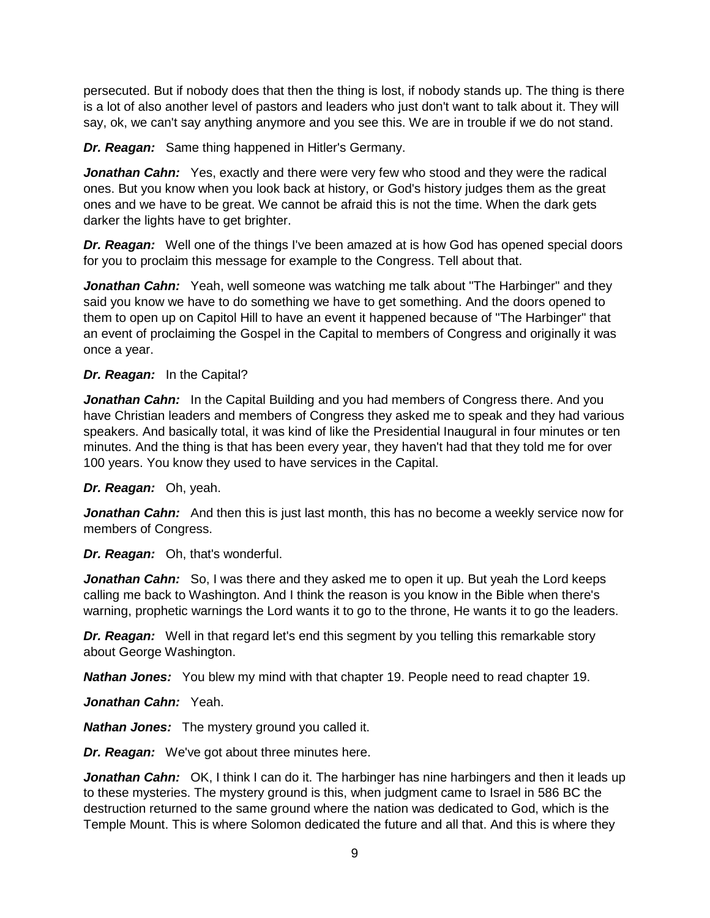persecuted. But if nobody does that then the thing is lost, if nobody stands up. The thing is there is a lot of also another level of pastors and leaders who just don't want to talk about it. They will say, ok, we can't say anything anymore and you see this. We are in trouble if we do not stand.

***Dr. Reagan:*** Same thing happened in Hitler's Germany.

***Jonathan Cahn:*** Yes, exactly and there were very few who stood and they were the radical ones. But you know when you look back at history, or God's history judges them as the great ones and we have to be great. We cannot be afraid this is not the time. When the dark gets darker the lights have to get brighter.

***Dr. Reagan:*** Well one of the things I've been amazed at is how God has opened special doors for you to proclaim this message for example to the Congress. Tell about that.

***Jonathan Cahn:*** Yeah, well someone was watching me talk about "The Harbinger" and they said you know we have to do something we have to get something. And the doors opened to them to open up on Capitol Hill to have an event it happened because of "The Harbinger" that an event of proclaiming the Gospel in the Capital to members of Congress and originally it was once a year.

***Dr. Reagan:*** In the Capital?

***Jonathan Cahn:*** In the Capital Building and you had members of Congress there. And you have Christian leaders and members of Congress they asked me to speak and they had various speakers. And basically total, it was kind of like the Presidential Inaugural in four minutes or ten minutes. And the thing is that has been every year, they haven't had that they told me for over 100 years. You know they used to have services in the Capital.

***Dr. Reagan:*** Oh, yeah.

***Jonathan Cahn:*** And then this is just last month, this has no become a weekly service now for members of Congress.

***Dr. Reagan:*** Oh, that's wonderful.

***Jonathan Cahn:*** So, I was there and they asked me to open it up. But yeah the Lord keeps calling me back to Washington. And I think the reason is you know in the Bible when there's warning, prophetic warnings the Lord wants it to go to the throne, He wants it to go the leaders.

***Dr. Reagan:*** Well in that regard let's end this segment by you telling this remarkable story about George Washington.

***Nathan Jones:*** You blew my mind with that chapter 19. People need to read chapter 19.

***Jonathan Cahn:*** Yeah.

***Nathan Jones:*** The mystery ground you called it.

***Dr. Reagan:*** We've got about three minutes here.

***Jonathan Cahn:*** OK, I think I can do it. The harbinger has nine harbingers and then it leads up to these mysteries. The mystery ground is this, when judgment came to Israel in 586 BC the destruction returned to the same ground where the nation was dedicated to God, which is the Temple Mount. This is where Solomon dedicated the future and all that. And this is where they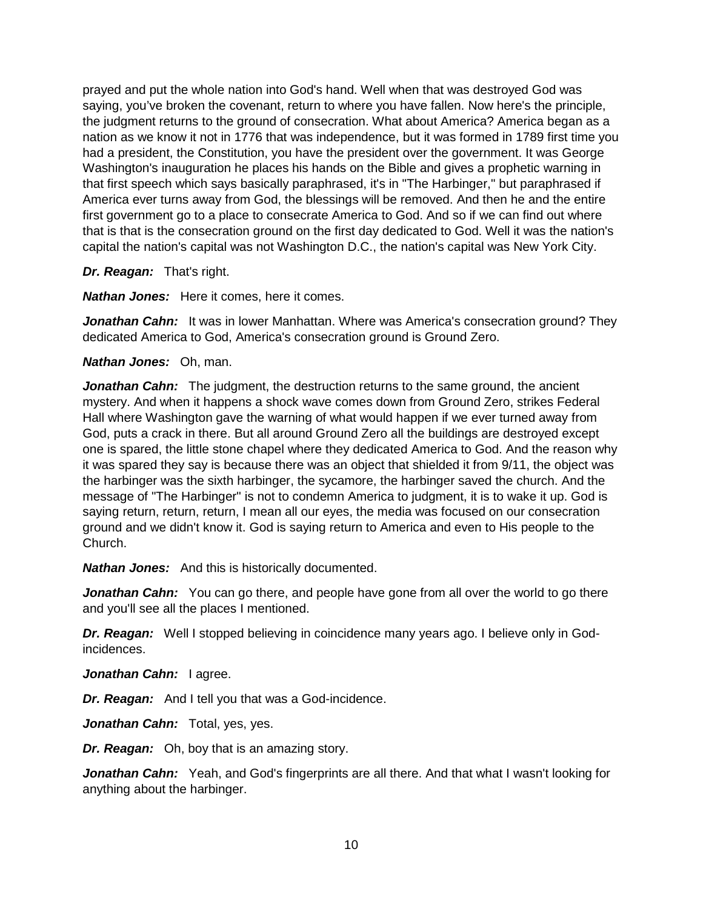prayed and put the whole nation into God's hand. Well when that was destroyed God was saying, you've broken the covenant, return to where you have fallen. Now here's the principle, the judgment returns to the ground of consecration. What about America? America began as a nation as we know it not in 1776 that was independence, but it was formed in 1789 first time you had a president, the Constitution, you have the president over the government. It was George Washington's inauguration he places his hands on the Bible and gives a prophetic warning in that first speech which says basically paraphrased, it's in "The Harbinger," but paraphrased if America ever turns away from God, the blessings will be removed. And then he and the entire first government go to a place to consecrate America to God. And so if we can find out where that is that is the consecration ground on the first day dedicated to God. Well it was the nation's capital the nation's capital was not Washington D.C., the nation's capital was New York City.

***Dr. Reagan:*** That's right.

***Nathan Jones:*** Here it comes, here it comes.

***Jonathan Cahn:*** It was in lower Manhattan. Where was America's consecration ground? They dedicated America to God, America's consecration ground is Ground Zero.

***Nathan Jones:*** Oh, man.

***Jonathan Cahn:*** The judgment, the destruction returns to the same ground, the ancient mystery. And when it happens a shock wave comes down from Ground Zero, strikes Federal Hall where Washington gave the warning of what would happen if we ever turned away from God, puts a crack in there. But all around Ground Zero all the buildings are destroyed except one is spared, the little stone chapel where they dedicated America to God. And the reason why it was spared they say is because there was an object that shielded it from 9/11, the object was the harbinger was the sixth harbinger, the sycamore, the harbinger saved the church. And the message of "The Harbinger" is not to condemn America to judgment, it is to wake it up. God is saying return, return, return, I mean all our eyes, the media was focused on our consecration ground and we didn't know it. God is saying return to America and even to His people to the Church.

***Nathan Jones:*** And this is historically documented.

***Jonathan Cahn:*** You can go there, and people have gone from all over the world to go there and you'll see all the places I mentioned.

***Dr. Reagan:*** Well I stopped believing in coincidence many years ago. I believe only in God-incidences.

***Jonathan Cahn:*** I agree.

***Dr. Reagan:*** And I tell you that was a God-incidence.

***Jonathan Cahn:*** Total, yes, yes.

***Dr. Reagan:*** Oh, boy that is an amazing story.

***Jonathan Cahn:*** Yeah, and God's fingerprints are all there. And that what I wasn't looking for anything about the harbinger.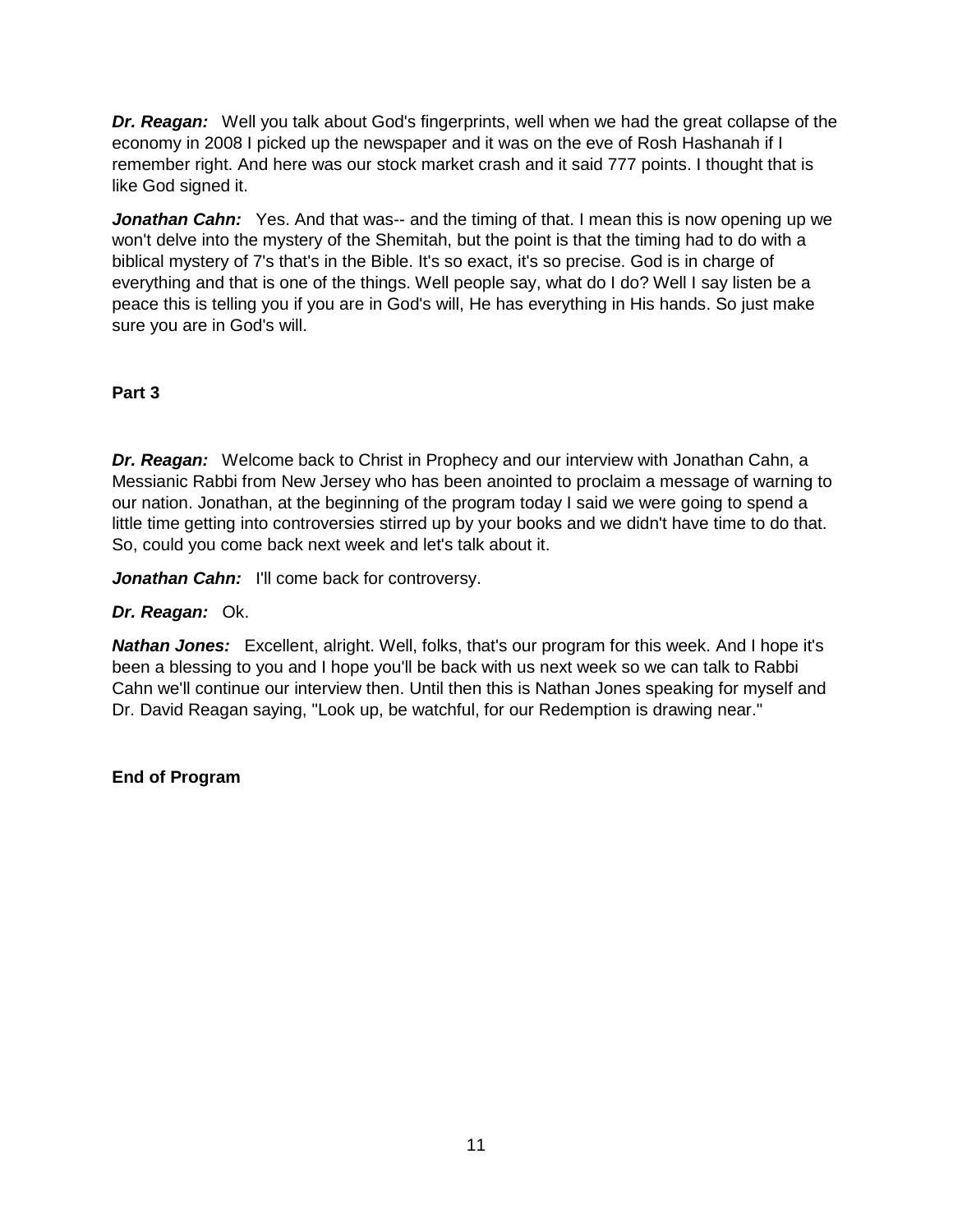***Dr. Reagan:*** Well you talk about God's fingerprints, well when we had the great collapse of the economy in 2008 I picked up the newspaper and it was on the eve of Rosh Hashanah if I remember right. And here was our stock market crash and it said 777 points. I thought that is like God signed it.

***Jonathan Cahn:*** Yes. And that was-- and the timing of that. I mean this is now opening up we won't delve into the mystery of the Shemitah, but the point is that the timing had to do with a biblical mystery of 7's that's in the Bible. It's so exact, it's so precise. God is in charge of everything and that is one of the things. Well people say, what do I do? Well I say listen be a peace this is telling you if you are in God's will, He has everything in His hands. So just make sure you are in God's will.

**Part 3**

***Dr. Reagan:*** Welcome back to Christ in Prophecy and our interview with Jonathan Cahn, a Messianic Rabbi from New Jersey who has been anointed to proclaim a message of warning to our nation. Jonathan, at the beginning of the program today I said we were going to spend a little time getting into controversies stirred up by your books and we didn't have time to do that. So, could you come back next week and let's talk about it.

***Jonathan Cahn:*** I'll come back for controversy.

***Dr. Reagan:*** Ok.

***Nathan Jones:*** Excellent, alright. Well, folks, that's our program for this week. And I hope it's been a blessing to you and I hope you'll be back with us next week so we can talk to Rabbi Cahn we'll continue our interview then. Until then this is Nathan Jones speaking for myself and Dr. David Reagan saying, "Look up, be watchful, for our Redemption is drawing near."

**End of Program**